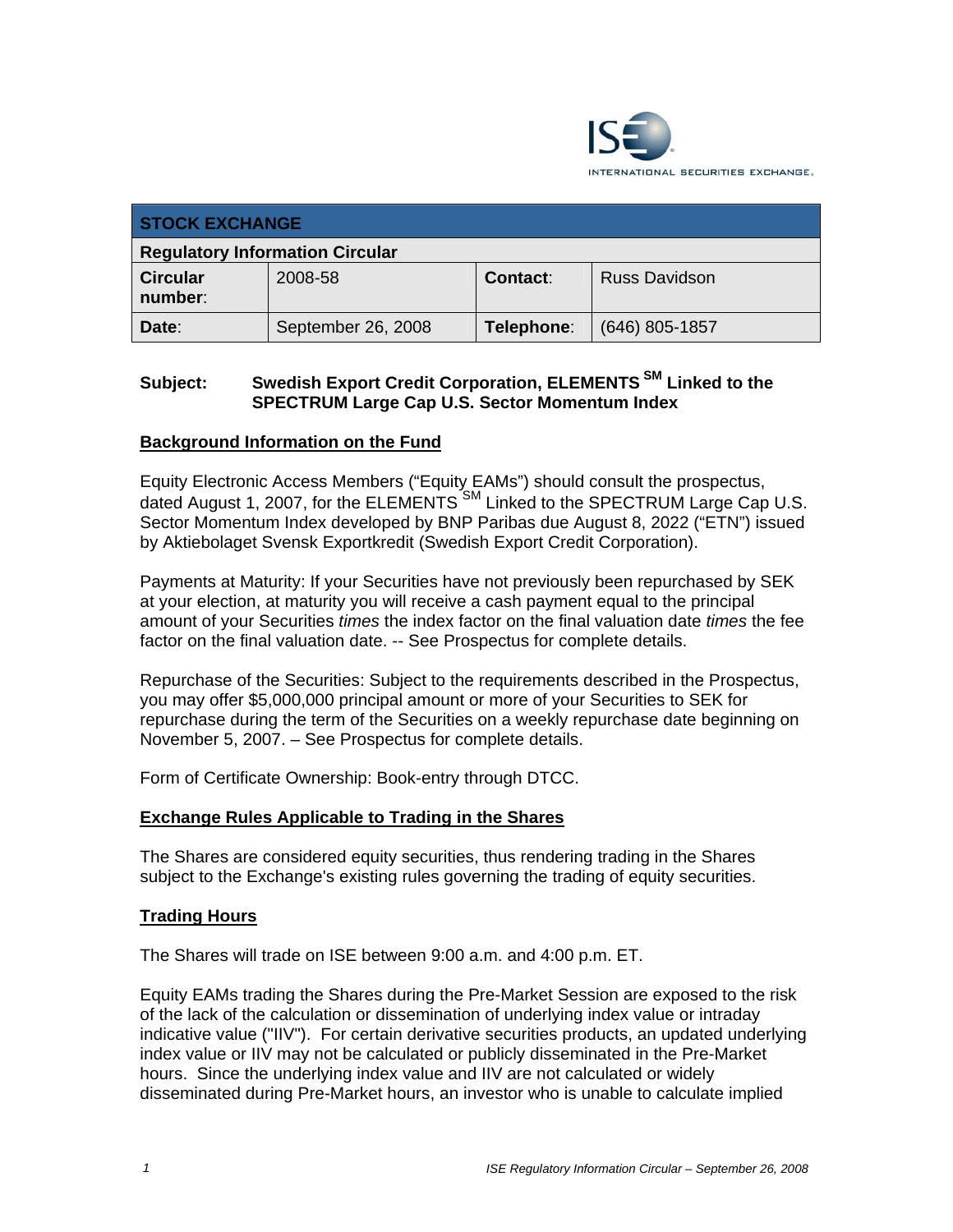| STOCK EXCHANGE | | | |
|---|---|---|---|
| **Regulatory Information Circular** | | | |
| **Circular number**: | 2008-58 | **Contact**: | Russ Davidson |
| **Date**: | September 26, 2008 | **Telephone**: | (646) 805-1857 |

**Subject: Swedish Export Credit Corporation, ELEMENTS SM Linked to the SPECTRUM Large Cap U.S. Sector Momentum Index**

## Background Information on the Fund

Equity Electronic Access Members ("Equity EAMs") should consult the prospectus, dated August 1, 2007, for the ELEMENTS SM Linked to the SPECTRUM Large Cap U.S. Sector Momentum Index developed by BNP Paribas due August 8, 2022 ("ETN") issued by Aktiebolaget Svensk Exportkredit (Swedish Export Credit Corporation).

Payments at Maturity: If your Securities have not previously been repurchased by SEK at your election, at maturity you will receive a cash payment equal to the principal amount of your Securities *times* the index factor on the final valuation date *times* the fee factor on the final valuation date. -- See Prospectus for complete details.

Repurchase of the Securities: Subject to the requirements described in the Prospectus, you may offer $5,000,000 principal amount or more of your Securities to SEK for repurchase during the term of the Securities on a weekly repurchase date beginning on November 5, 2007. – See Prospectus for complete details.

Form of Certificate Ownership: Book-entry through DTCC.

## Exchange Rules Applicable to Trading in the Shares

The Shares are considered equity securities, thus rendering trading in the Shares subject to the Exchange's existing rules governing the trading of equity securities.

## Trading Hours

The Shares will trade on ISE between 9:00 a.m. and 4:00 p.m. ET.

Equity EAMs trading the Shares during the Pre-Market Session are exposed to the risk of the lack of the calculation or dissemination of underlying index value or intraday indicative value ("IIV"). For certain derivative securities products, an updated underlying index value or IIV may not be calculated or publicly disseminated in the Pre-Market hours. Since the underlying index value and IIV are not calculated or widely disseminated during Pre-Market hours, an investor who is unable to calculate implied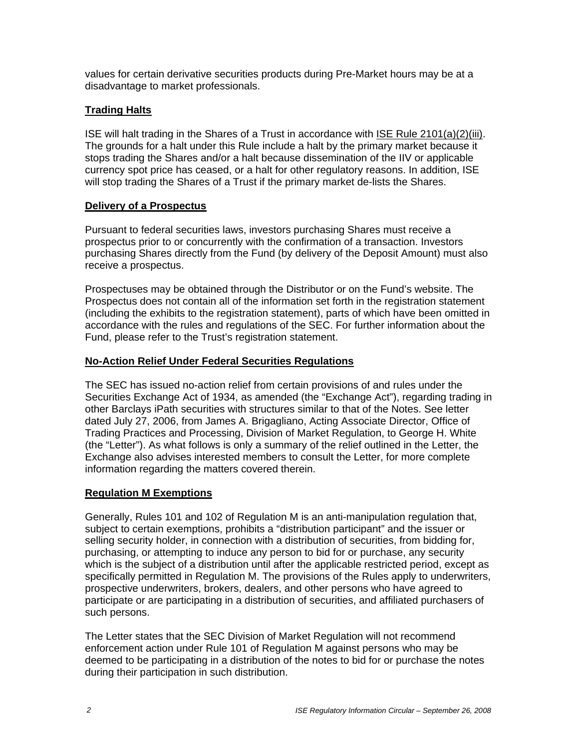values for certain derivative securities products during Pre-Market hours may be at a disadvantage to market professionals.

## Trading Halts

ISE will halt trading in the Shares of a Trust in accordance with ISE Rule 2101(a)(2)(iii). The grounds for a halt under this Rule include a halt by the primary market because it stops trading the Shares and/or a halt because dissemination of the IIV or applicable currency spot price has ceased, or a halt for other regulatory reasons. In addition, ISE will stop trading the Shares of a Trust if the primary market de-lists the Shares.

## Delivery of a Prospectus

Pursuant to federal securities laws, investors purchasing Shares must receive a prospectus prior to or concurrently with the confirmation of a transaction. Investors purchasing Shares directly from the Fund (by delivery of the Deposit Amount) must also receive a prospectus.

Prospectuses may be obtained through the Distributor or on the Fund's website. The Prospectus does not contain all of the information set forth in the registration statement (including the exhibits to the registration statement), parts of which have been omitted in accordance with the rules and regulations of the SEC. For further information about the Fund, please refer to the Trust's registration statement.

## No-Action Relief Under Federal Securities Regulations

The SEC has issued no-action relief from certain provisions of and rules under the Securities Exchange Act of 1934, as amended (the "Exchange Act"), regarding trading in other Barclays iPath securities with structures similar to that of the Notes. See letter dated July 27, 2006, from James A. Brigagliano, Acting Associate Director, Office of Trading Practices and Processing, Division of Market Regulation, to George H. White (the "Letter"). As what follows is only a summary of the relief outlined in the Letter, the Exchange also advises interested members to consult the Letter, for more complete information regarding the matters covered therein.

## Regulation M Exemptions

Generally, Rules 101 and 102 of Regulation M is an anti-manipulation regulation that, subject to certain exemptions, prohibits a "distribution participant" and the issuer or selling security holder, in connection with a distribution of securities, from bidding for, purchasing, or attempting to induce any person to bid for or purchase, any security which is the subject of a distribution until after the applicable restricted period, except as specifically permitted in Regulation M. The provisions of the Rules apply to underwriters, prospective underwriters, brokers, dealers, and other persons who have agreed to participate or are participating in a distribution of securities, and affiliated purchasers of such persons.

The Letter states that the SEC Division of Market Regulation will not recommend enforcement action under Rule 101 of Regulation M against persons who may be deemed to be participating in a distribution of the notes to bid for or purchase the notes during their participation in such distribution.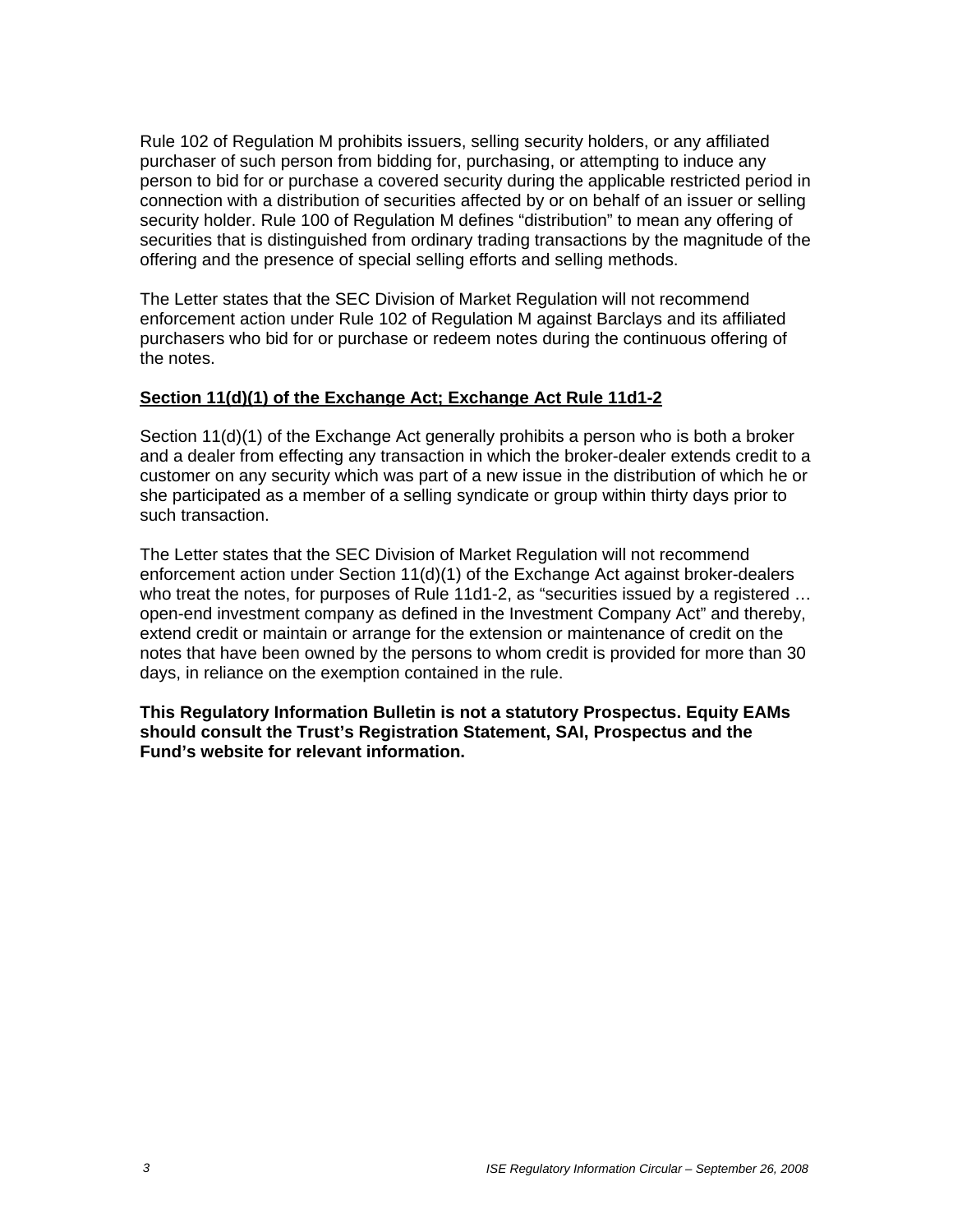Rule 102 of Regulation M prohibits issuers, selling security holders, or any affiliated purchaser of such person from bidding for, purchasing, or attempting to induce any person to bid for or purchase a covered security during the applicable restricted period in connection with a distribution of securities affected by or on behalf of an issuer or selling security holder. Rule 100 of Regulation M defines "distribution" to mean any offering of securities that is distinguished from ordinary trading transactions by the magnitude of the offering and the presence of special selling efforts and selling methods.

The Letter states that the SEC Division of Market Regulation will not recommend enforcement action under Rule 102 of Regulation M against Barclays and its affiliated purchasers who bid for or purchase or redeem notes during the continuous offering of the notes.

**Section 11(d)(1) of the Exchange Act; Exchange Act Rule 11d1-2**

Section 11(d)(1) of the Exchange Act generally prohibits a person who is both a broker and a dealer from effecting any transaction in which the broker-dealer extends credit to a customer on any security which was part of a new issue in the distribution of which he or she participated as a member of a selling syndicate or group within thirty days prior to such transaction.

The Letter states that the SEC Division of Market Regulation will not recommend enforcement action under Section 11(d)(1) of the Exchange Act against broker-dealers who treat the notes, for purposes of Rule 11d1-2, as "securities issued by a registered … open-end investment company as defined in the Investment Company Act" and thereby, extend credit or maintain or arrange for the extension or maintenance of credit on the notes that have been owned by the persons to whom credit is provided for more than 30 days, in reliance on the exemption contained in the rule.

**This Regulatory Information Bulletin is not a statutory Prospectus. Equity EAMs should consult the Trust's Registration Statement, SAI, Prospectus and the Fund's website for relevant information.**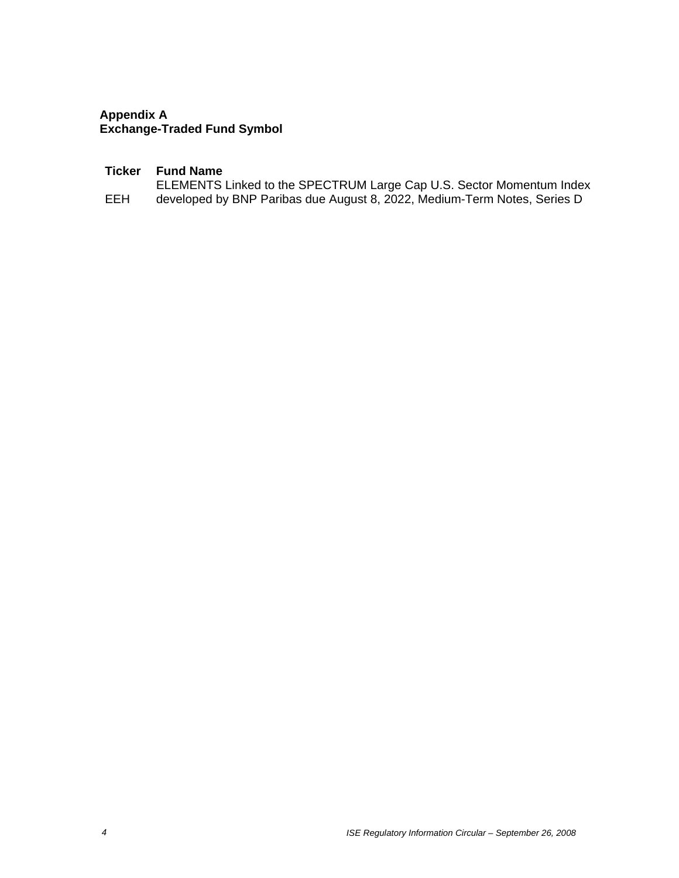**Appendix A**
**Exchange-Traded Fund Symbol**

| Ticker | Fund Name |
| --- | --- |
| EEH | ELEMENTS Linked to the SPECTRUM Large Cap U.S. Sector Momentum Index developed by BNP Paribas due August 8, 2022, Medium-Term Notes, Series D |